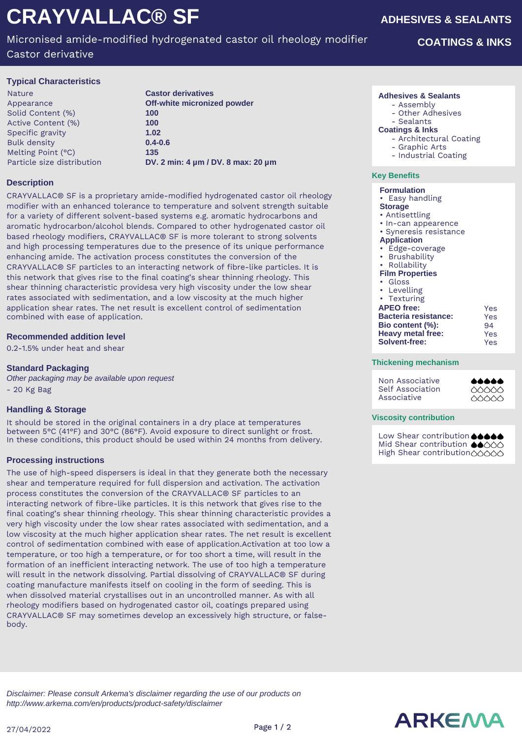# CRAYVALLAC® SF

Micronised amide-modified hydrogenated castor oil rheology modifier
Castor derivative

**ADHESIVES & SEALANTS**

**COATINGS & INKS**

## Typical Characteristics

| | |
|---|---|
| Nature | **Castor derivatives** |
| Appearance | **Off-white micronized powder** |
| Solid Content (%) | **100** |
| Active Content (%) | **100** |
| Specific gravity | **1.02** |
| Bulk density | **0.4-0.6** |
| Melting Point (°C) | **135** |
| Particle size distribution | **DV. 2 min: 4 µm / DV. 8 max: 20 µm** |

## Description

CRAYVALLAC® SF is a proprietary amide-modified hydrogenated castor oil rheology modifier with an enhanced tolerance to temperature and solvent strength suitable for a variety of different solvent-based systems e.g. aromatic hydrocarbons and aromatic hydrocarbon/alcohol blends. Compared to other hydrogenated castor oil based rheology modifiers, CRAYVALLAC® SF is more tolerant to strong solvents and high processing temperatures due to the presence of its unique performance enhancing amide. The activation process constitutes the conversion of the CRAYVALLAC® SF particles to an interacting network of fibre-like particles. It is this network that gives rise to the final coating's shear thinning rheology. This shear thinning characteristic providesa very high viscosity under the low shear rates associated with sedimentation, and a low viscosity at the much higher application shear rates. The net result is excellent control of sedimentation combined with ease of application.

## Recommended addition level

0.2-1.5% under heat and shear

## Standard Packaging

*Other packaging may be available upon request*

- 20 Kg Bag

## Handling & Storage

It should be stored in the original containers in a dry place at temperatures between 5°C (41°F) and 30°C (86°F). Avoid exposure to direct sunlight or frost. In these conditions, this product should be used within 24 months from delivery.

## Processing instructions

The use of high-speed dispersers is ideal in that they generate both the necessary shear and temperature required for full dispersion and activation. The activation process constitutes the conversion of the CRAYVALLAC® SF particles to an interacting network of fibre-like particles. It is this network that gives rise to the final coating's shear thinning rheology. This shear thinning characteristic provides a very high viscosity under the low shear rates associated with sedimentation, and a low viscosity at the much higher application shear rates. The net result is excellent control of sedimentation combined with ease of application.Activation at too low a temperature, or too high a temperature, or for too short a time, will result in the formation of an inefficient interacting network. The use of too high a temperature will result in the network dissolving. Partial dissolving of CRAYVALLAC® SF during coating manufacture manifests itself on cooling in the form of seeding. This is when dissolved material crystallises out in an uncontrolled manner. As with all rheology modifiers based on hydrogenated castor oil, coatings prepared using CRAYVALLAC® SF may sometimes develop an excessively high structure, or false-body.

**Adhesives & Sealants**
- Assembly
- Other Adhesives
- Sealants

**Coatings & Inks**
- Architectural Coating
- Graphic Arts
- Industrial Coating

## Key Benefits

**Formulation**
- Easy handling

**Storage**
- Antisettling
- In-can apperence
- Syneresis resistance

**Application**
- Edge-coverage
- Brushability
- Rollability

**Film Properties**
- Gloss
- Levelling
- Texturing

| | |
|---|---|
| **APEO free:** | Yes |
| **Bacteria resistance:** | Yes |
| **Bio content (%):** | 94 |
| **Heavy metal free:** | Yes |
| **Solvent-free:** | Yes |

## Thickening mechanism

| | |
|---|---|
| Non Associative | ●●●●● (5/5) |
| Self Association | ○○○○○ (0/5) |
| Associative | ○○○○○ (0/5) |

## Viscosity contribution

| | |
|---|---|
| Low Shear contribution | ●●●●● (5/5) |
| Mid Shear contribution | ●●○○○ (2/5) |
| High Shear contribution | ○○○○○ (0/5) |

*Disclaimer: Please consult Arkema's disclaimer regarding the use of our products on http://www.arkema.com/en/products/product-safety/disclaimer*

27/04/2022

ARKEMA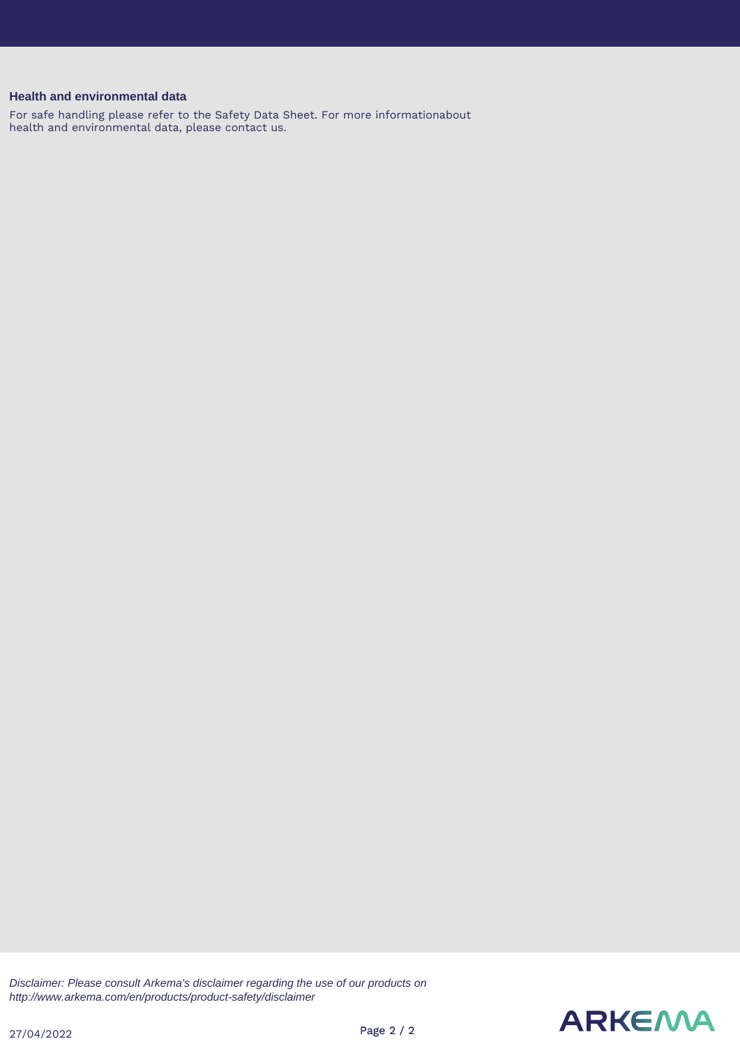### Health and environmental data

For safe handling please refer to the Safety Data Sheet. For more informationabout health and environmental data, please contact us.

*Disclaimer: Please consult Arkema's disclaimer regarding the use of our products on http://www.arkema.com/en/products/product-safety/disclaimer*

27/04/2022